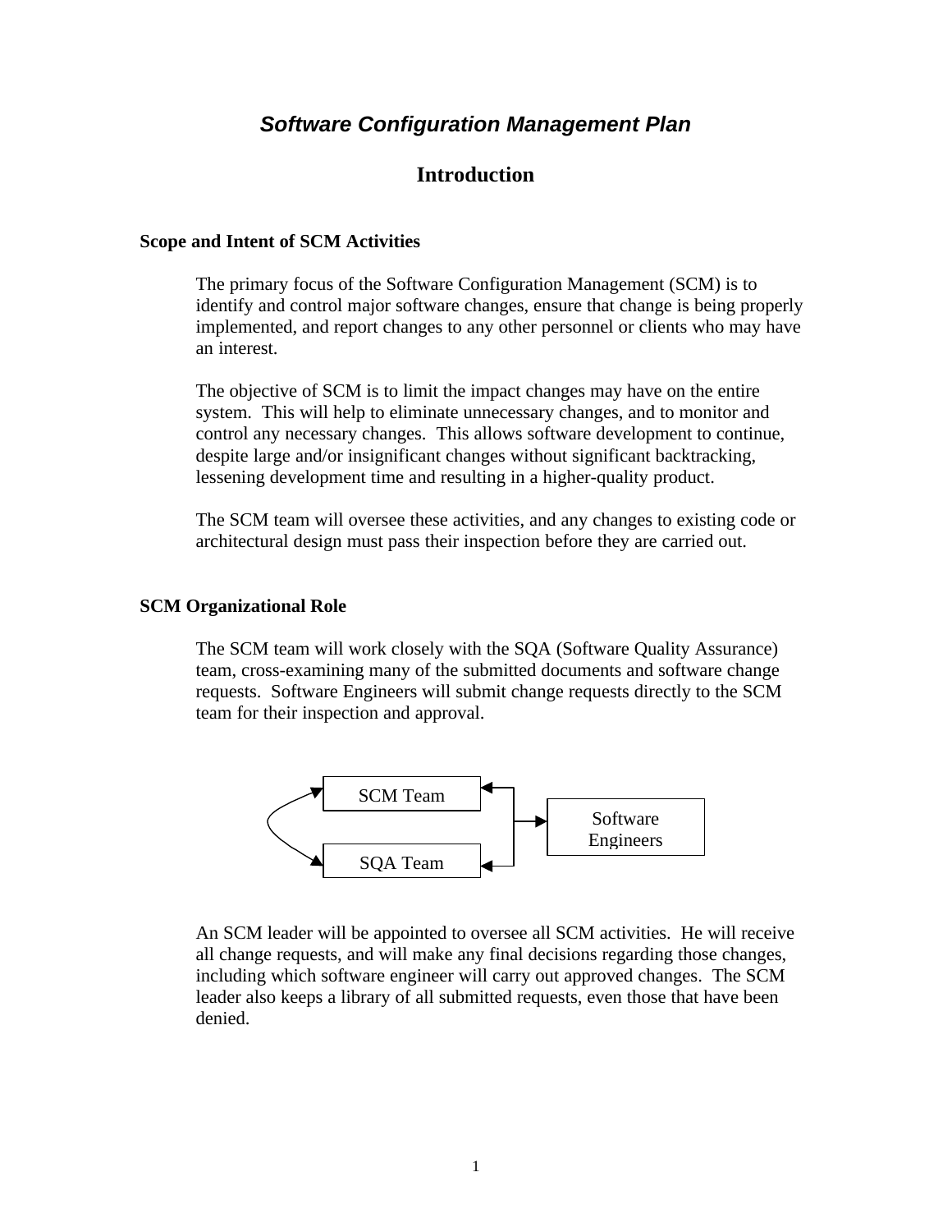# *Software Configuration Management Plan*

## Introduction

### Scope and Intent of SCM Activities

The primary focus of the Software Configuration Management (SCM) is to identify and control major software changes, ensure that change is being properly implemented, and report changes to any other personnel or clients who may have an interest.

The objective of SCM is to limit the impact changes may have on the entire system. This will help to eliminate unnecessary changes, and to monitor and control any necessary changes. This allows software development to continue, despite large and/or insignificant changes without significant backtracking, lessening development time and resulting in a higher-quality product.

The SCM team will oversee these activities, and any changes to existing code or architectural design must pass their inspection before they are carried out.

### SCM Organizational Role

The SCM team will work closely with the SQA (Software Quality Assurance) team, cross-examining many of the submitted documents and software change requests. Software Engineers will submit change requests directly to the SCM team for their inspection and approval.

SCM Team

SQA Team

Software Engineers

An SCM leader will be appointed to oversee all SCM activities. He will receive all change requests, and will make any final decisions regarding those changes, including which software engineer will carry out approved changes. The SCM leader also keeps a library of all submitted requests, even those that have been denied.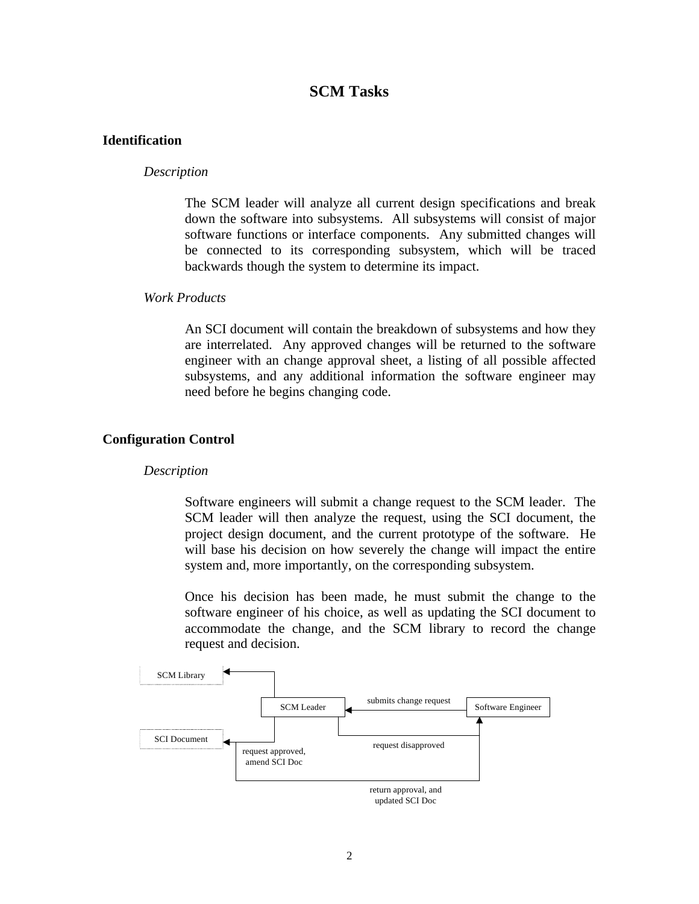# SCM Tasks

## Identification

### *Description*

The SCM leader will analyze all current design specifications and break down the software into subsystems. All subsystems will consist of major software functions or interface components. Any submitted changes will be connected to its corresponding subsystem, which will be traced backwards though the system to determine its impact.

### *Work Products*

An SCI document will contain the breakdown of subsystems and how they are interrelated. Any approved changes will be returned to the software engineer with an change approval sheet, a listing of all possible affected subsystems, and any additional information the software engineer may need before he begins changing code.

## Configuration Control

### *Description*

Software engineers will submit a change request to the SCM leader. The SCM leader will then analyze the request, using the SCI document, the project design document, and the current prototype of the software. He will base his decision on how severely the change will impact the entire system and, more importantly, on the corresponding subsystem.

Once his decision has been made, he must submit the change to the software engineer of his choice, as well as updating the SCI document to accommodate the change, and the SCM library to record the change request and decision.

SCM Library

SCM Leader

submits change request

Software Engineer

SCI Document

request approved, amend SCI Doc

request disapproved

return approval, and updated SCI Doc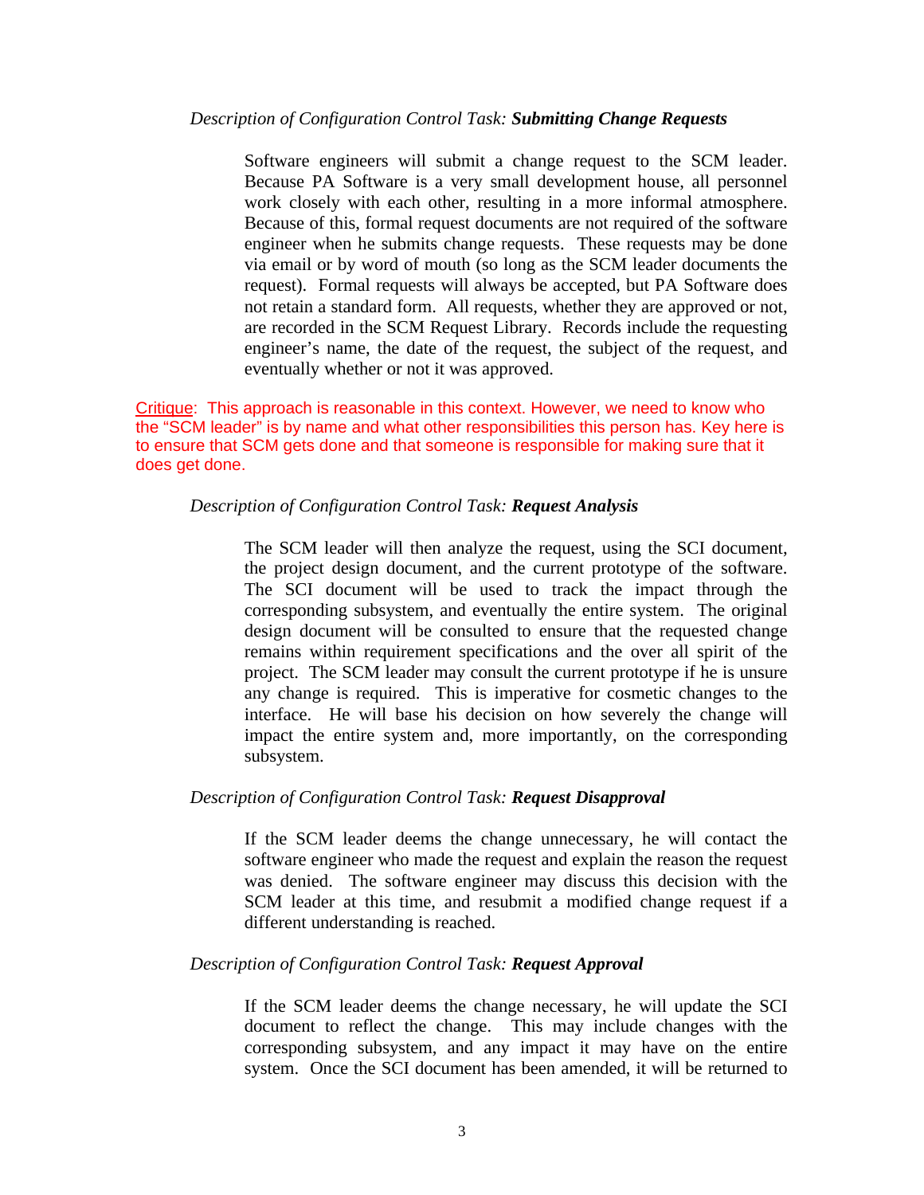*Description of Configuration Control Task:* ***Submitting Change Requests***

Software engineers will submit a change request to the SCM leader. Because PA Software is a very small development house, all personnel work closely with each other, resulting in a more informal atmosphere. Because of this, formal request documents are not required of the software engineer when he submits change requests. These requests may be done via email or by word of mouth (so long as the SCM leader documents the request). Formal requests will always be accepted, but PA Software does not retain a standard form. All requests, whether they are approved or not, are recorded in the SCM Request Library. Records include the requesting engineer's name, the date of the request, the subject of the request, and eventually whether or not it was approved.

Critique: This approach is reasonable in this context. However, we need to know who the "SCM leader" is by name and what other responsibilities this person has. Key here is to ensure that SCM gets done and that someone is responsible for making sure that it does get done.

*Description of Configuration Control Task:* ***Request Analysis***

The SCM leader will then analyze the request, using the SCI document, the project design document, and the current prototype of the software. The SCI document will be used to track the impact through the corresponding subsystem, and eventually the entire system. The original design document will be consulted to ensure that the requested change remains within requirement specifications and the over all spirit of the project. The SCM leader may consult the current prototype if he is unsure any change is required. This is imperative for cosmetic changes to the interface. He will base his decision on how severely the change will impact the entire system and, more importantly, on the corresponding subsystem.

*Description of Configuration Control Task:* ***Request Disapproval***

If the SCM leader deems the change unnecessary, he will contact the software engineer who made the request and explain the reason the request was denied. The software engineer may discuss this decision with the SCM leader at this time, and resubmit a modified change request if a different understanding is reached.

*Description of Configuration Control Task:* ***Request Approval***

If the SCM leader deems the change necessary, he will update the SCI document to reflect the change. This may include changes with the corresponding subsystem, and any impact it may have on the entire system. Once the SCI document has been amended, it will be returned to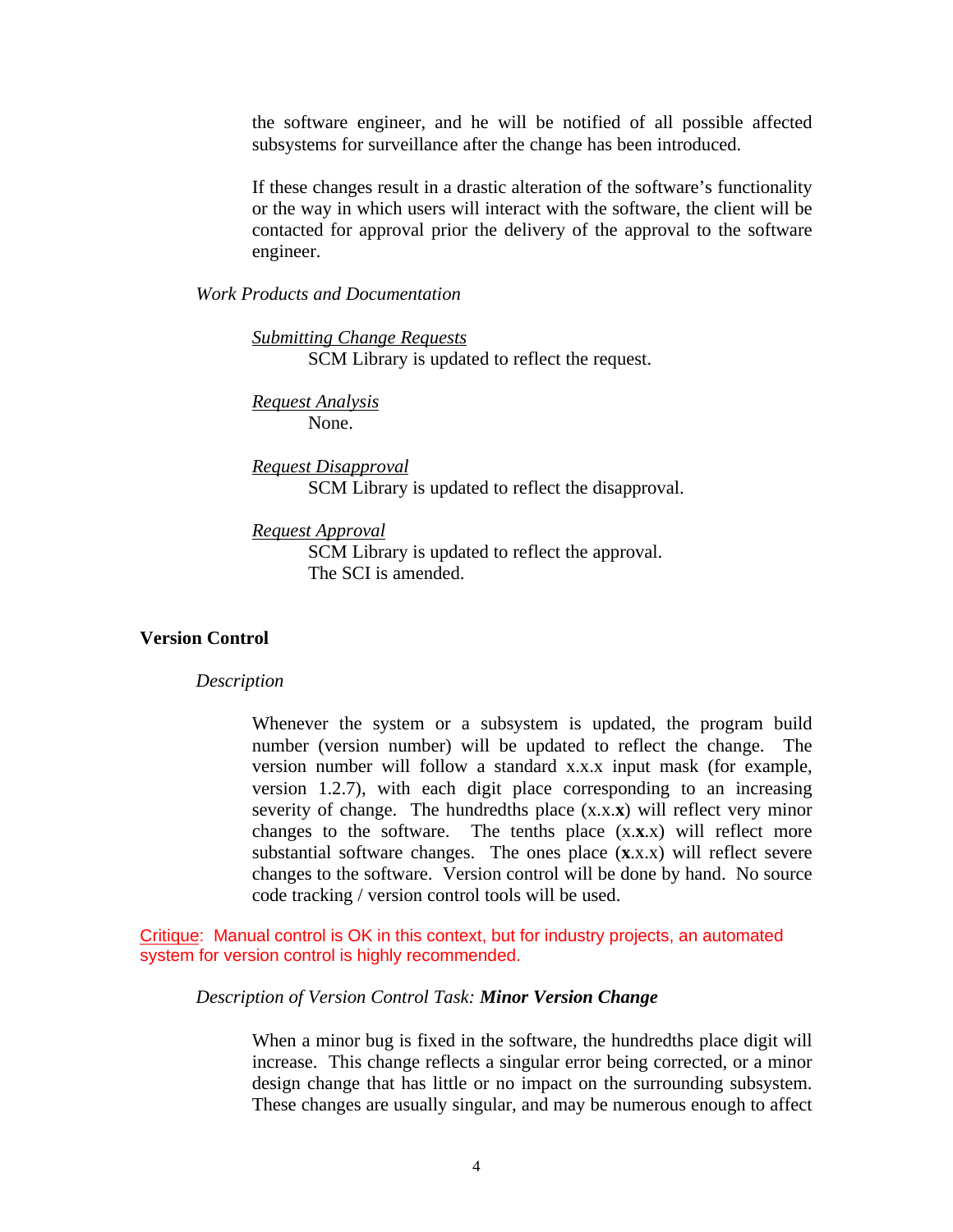the software engineer, and he will be notified of all possible affected subsystems for surveillance after the change has been introduced.

If these changes result in a drastic alteration of the software's functionality or the way in which users will interact with the software, the client will be contacted for approval prior the delivery of the approval to the software engineer.

*Work Products and Documentation*

<u>*Submitting Change Requests*</u>
SCM Library is updated to reflect the request.

<u>*Request Analysis*</u>
None.

<u>*Request Disapproval*</u>
SCM Library is updated to reflect the disapproval.

<u>*Request Approval*</u>
SCM Library is updated to reflect the approval.
The SCI is amended.

## Version Control

*Description*

Whenever the system or a subsystem is updated, the program build number (version number) will be updated to reflect the change. The version number will follow a standard x.x.x input mask (for example, version 1.2.7), with each digit place corresponding to an increasing severity of change. The hundredths place (x.x.**x**) will reflect very minor changes to the software. The tenths place (x.**x**.x) will reflect more substantial software changes. The ones place (**x**.x.x) will reflect severe changes to the software. Version control will be done by hand. No source code tracking / version control tools will be used.

<u>Critique</u>: Manual control is OK in this context, but for industry projects, an automated system for version control is highly recommended.

*Description of Version Control Task:* ***Minor Version Change***

When a minor bug is fixed in the software, the hundredths place digit will increase. This change reflects a singular error being corrected, or a minor design change that has little or no impact on the surrounding subsystem. These changes are usually singular, and may be numerous enough to affect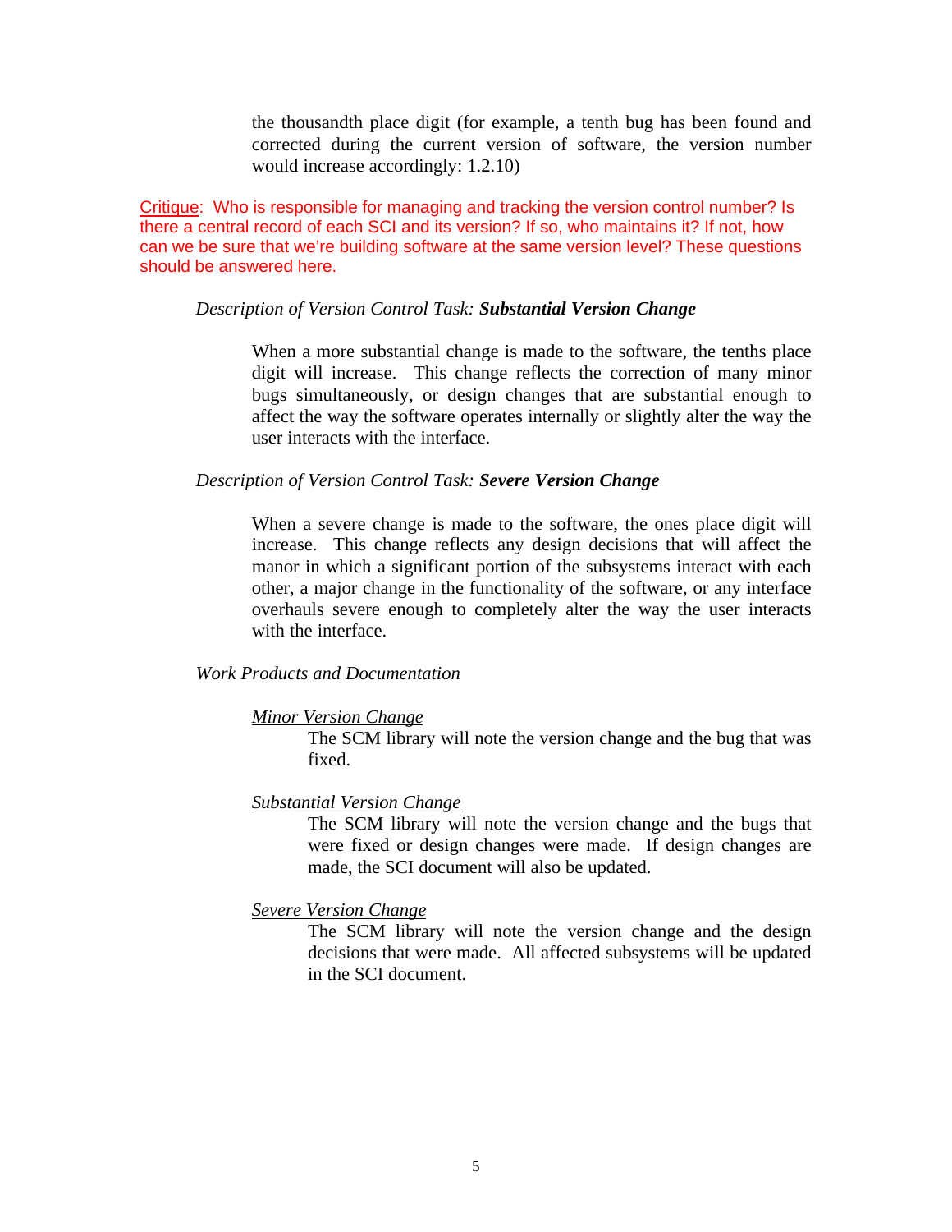the thousandth place digit (for example, a tenth bug has been found and corrected during the current version of software, the version number would increase accordingly: 1.2.10)

Critique: Who is responsible for managing and tracking the version control number? Is there a central record of each SCI and its version? If so, who maintains it? If not, how can we be sure that we're building software at the same version level? These questions should be answered here.

*Description of Version Control Task:* ***Substantial Version Change***

When a more substantial change is made to the software, the tenths place digit will increase. This change reflects the correction of many minor bugs simultaneously, or design changes that are substantial enough to affect the way the software operates internally or slightly alter the way the user interacts with the interface.

*Description of Version Control Task:* ***Severe Version Change***

When a severe change is made to the software, the ones place digit will increase. This change reflects any design decisions that will affect the manor in which a significant portion of the subsystems interact with each other, a major change in the functionality of the software, or any interface overhauls severe enough to completely alter the way the user interacts with the interface.

*Work Products and Documentation*

*Minor Version Change*

The SCM library will note the version change and the bug that was fixed.

*Substantial Version Change*

The SCM library will note the version change and the bugs that were fixed or design changes were made. If design changes are made, the SCI document will also be updated.

*Severe Version Change*

The SCM library will note the version change and the design decisions that were made. All affected subsystems will be updated in the SCI document.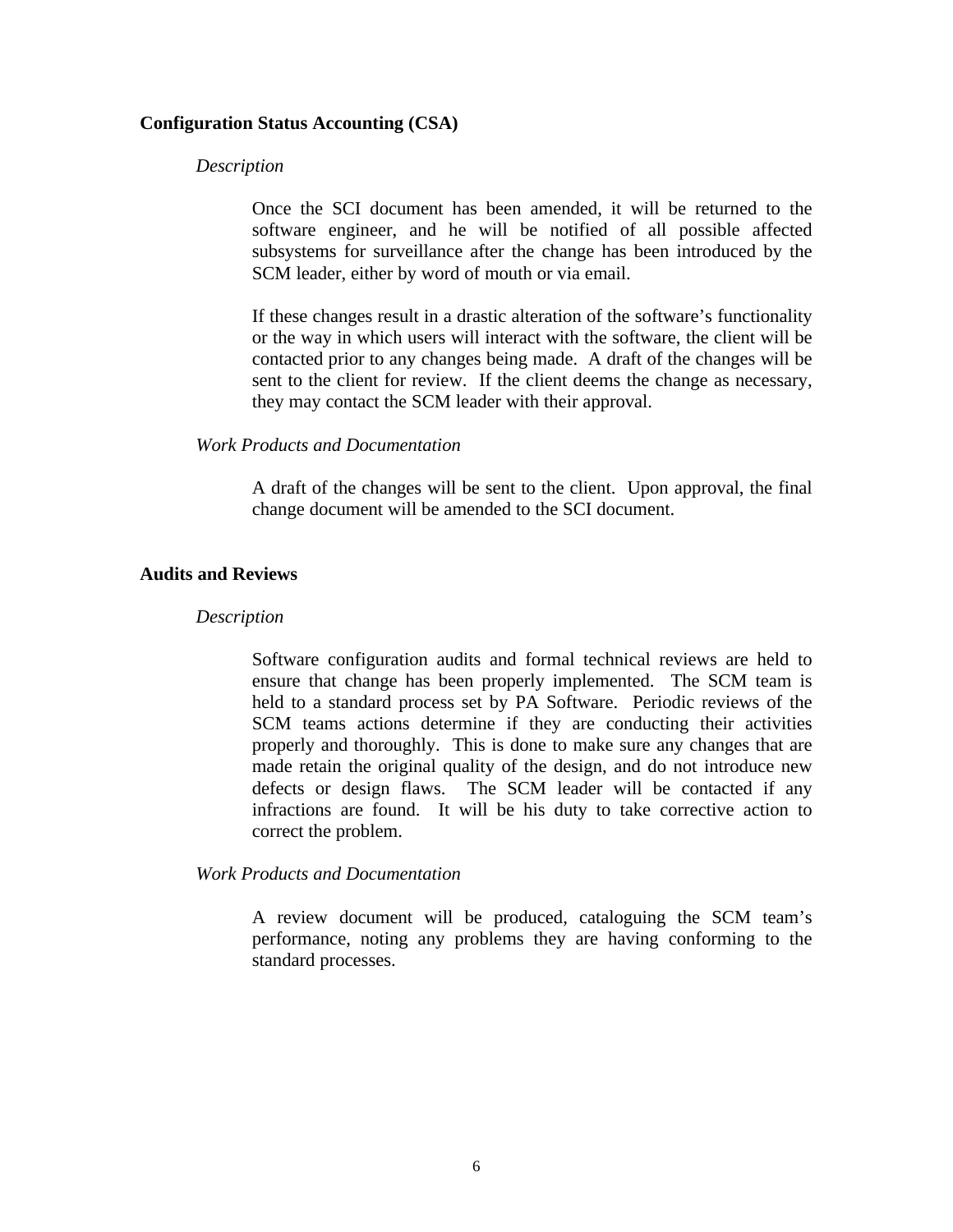## Configuration Status Accounting (CSA)

### *Description*

Once the SCI document has been amended, it will be returned to the software engineer, and he will be notified of all possible affected subsystems for surveillance after the change has been introduced by the SCM leader, either by word of mouth or via email.

If these changes result in a drastic alteration of the software's functionality or the way in which users will interact with the software, the client will be contacted prior to any changes being made. A draft of the changes will be sent to the client for review. If the client deems the change as necessary, they may contact the SCM leader with their approval.

### *Work Products and Documentation*

A draft of the changes will be sent to the client. Upon approval, the final change document will be amended to the SCI document.

## Audits and Reviews

### *Description*

Software configuration audits and formal technical reviews are held to ensure that change has been properly implemented. The SCM team is held to a standard process set by PA Software. Periodic reviews of the SCM teams actions determine if they are conducting their activities properly and thoroughly. This is done to make sure any changes that are made retain the original quality of the design, and do not introduce new defects or design flaws. The SCM leader will be contacted if any infractions are found. It will be his duty to take corrective action to correct the problem.

### *Work Products and Documentation*

A review document will be produced, cataloguing the SCM team's performance, noting any problems they are having conforming to the standard processes.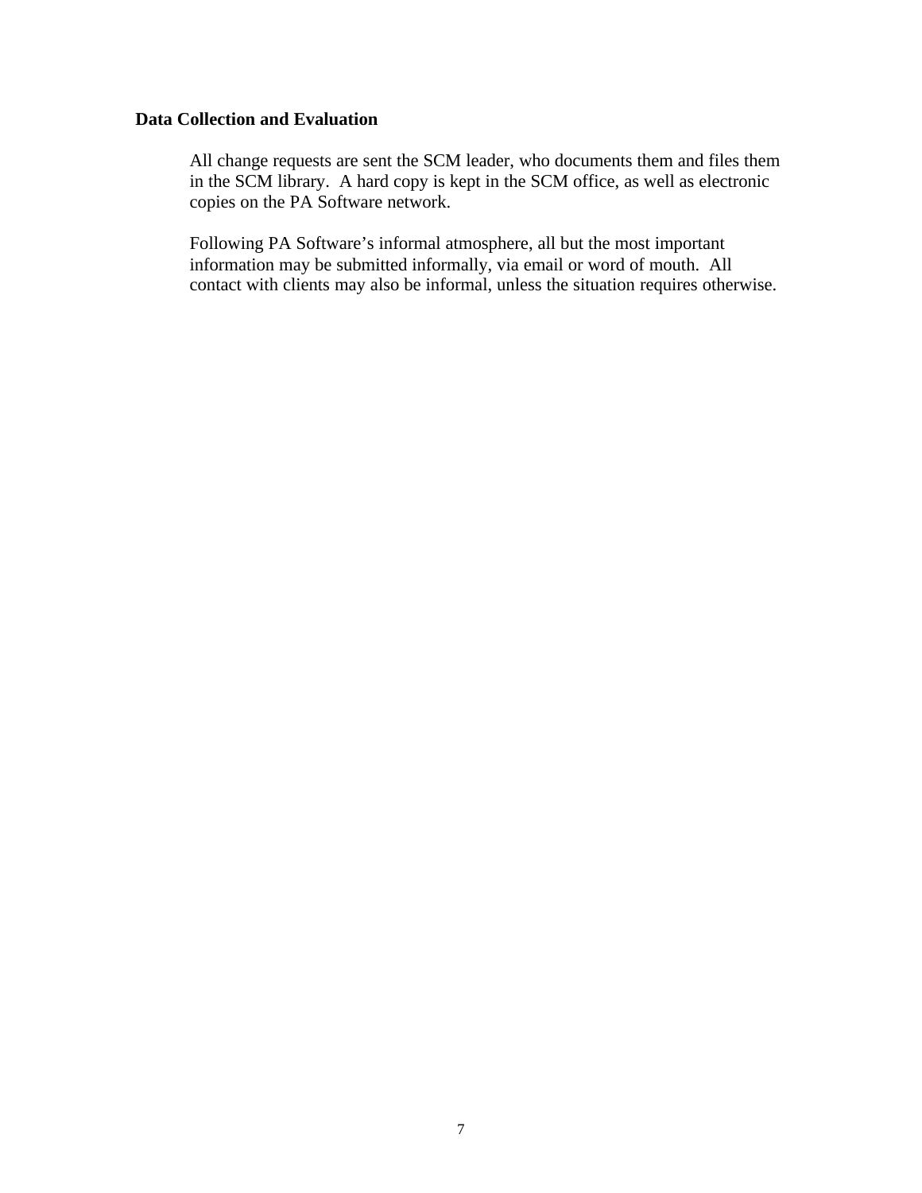**Data Collection and Evaluation**

All change requests are sent the SCM leader, who documents them and files them in the SCM library.  A hard copy is kept in the SCM office, as well as electronic copies on the PA Software network.

Following PA Software's informal atmosphere, all but the most important information may be submitted informally, via email or word of mouth.  All contact with clients may also be informal, unless the situation requires otherwise.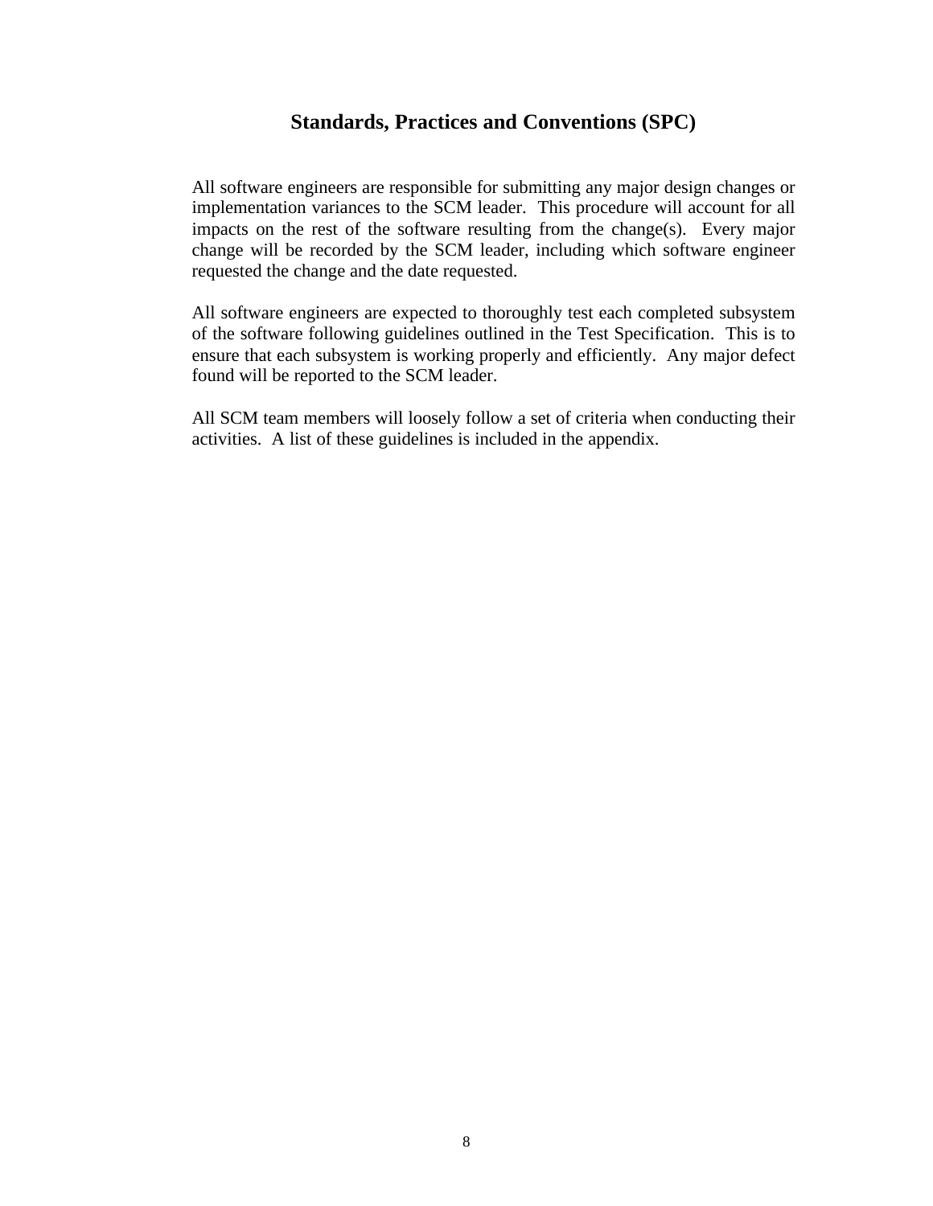# Standards, Practices and Conventions (SPC)

All software engineers are responsible for submitting any major design changes or implementation variances to the SCM leader. This procedure will account for all impacts on the rest of the software resulting from the change(s). Every major change will be recorded by the SCM leader, including which software engineer requested the change and the date requested.

All software engineers are expected to thoroughly test each completed subsystem of the software following guidelines outlined in the Test Specification. This is to ensure that each subsystem is working properly and efficiently. Any major defect found will be reported to the SCM leader.

All SCM team members will loosely follow a set of criteria when conducting their activities. A list of these guidelines is included in the appendix.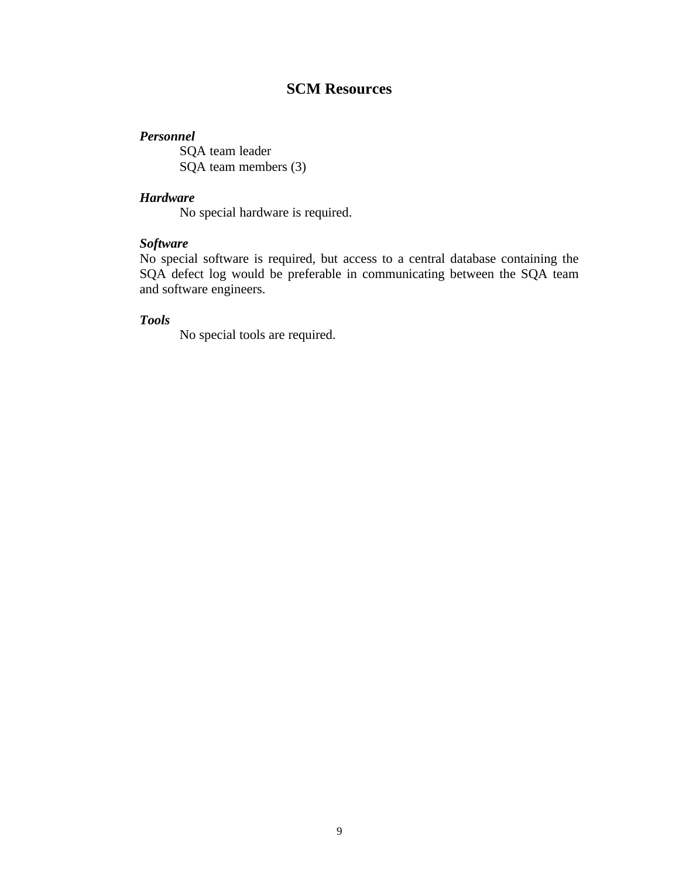## SCM Resources

***Personnel***

SQA team leader
SQA team members (3)

***Hardware***

No special hardware is required.

***Software***

No special software is required, but access to a central database containing the SQA defect log would be preferable in communicating between the SQA team and software engineers.

***Tools***

No special tools are required.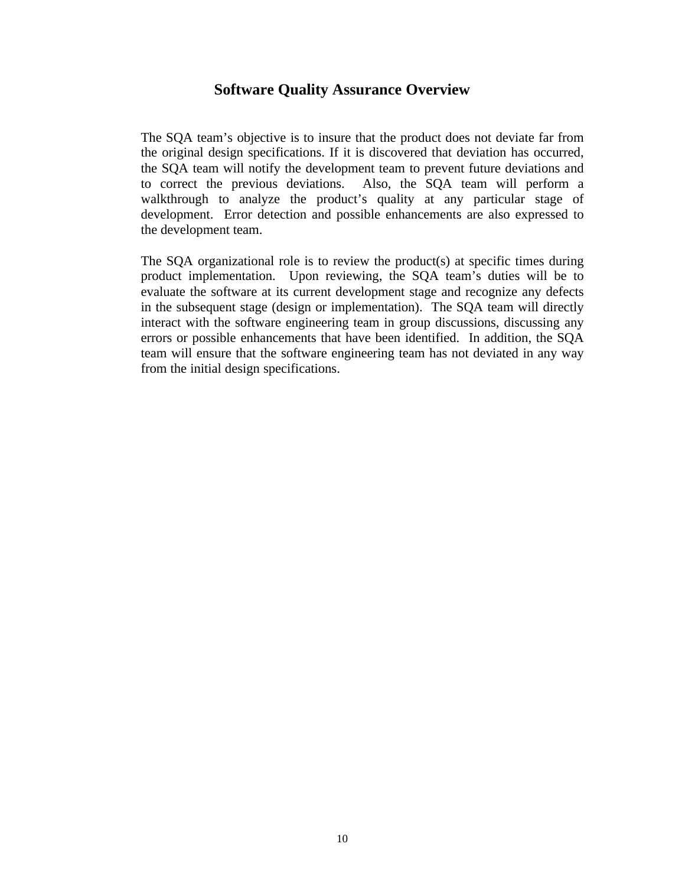## Software Quality Assurance Overview

The SQA team's objective is to insure that the product does not deviate far from the original design specifications. If it is discovered that deviation has occurred, the SQA team will notify the development team to prevent future deviations and to correct the previous deviations. Also, the SQA team will perform a walkthrough to analyze the product's quality at any particular stage of development. Error detection and possible enhancements are also expressed to the development team.

The SQA organizational role is to review the product(s) at specific times during product implementation. Upon reviewing, the SQA team's duties will be to evaluate the software at its current development stage and recognize any defects in the subsequent stage (design or implementation). The SQA team will directly interact with the software engineering team in group discussions, discussing any errors or possible enhancements that have been identified. In addition, the SQA team will ensure that the software engineering team has not deviated in any way from the initial design specifications.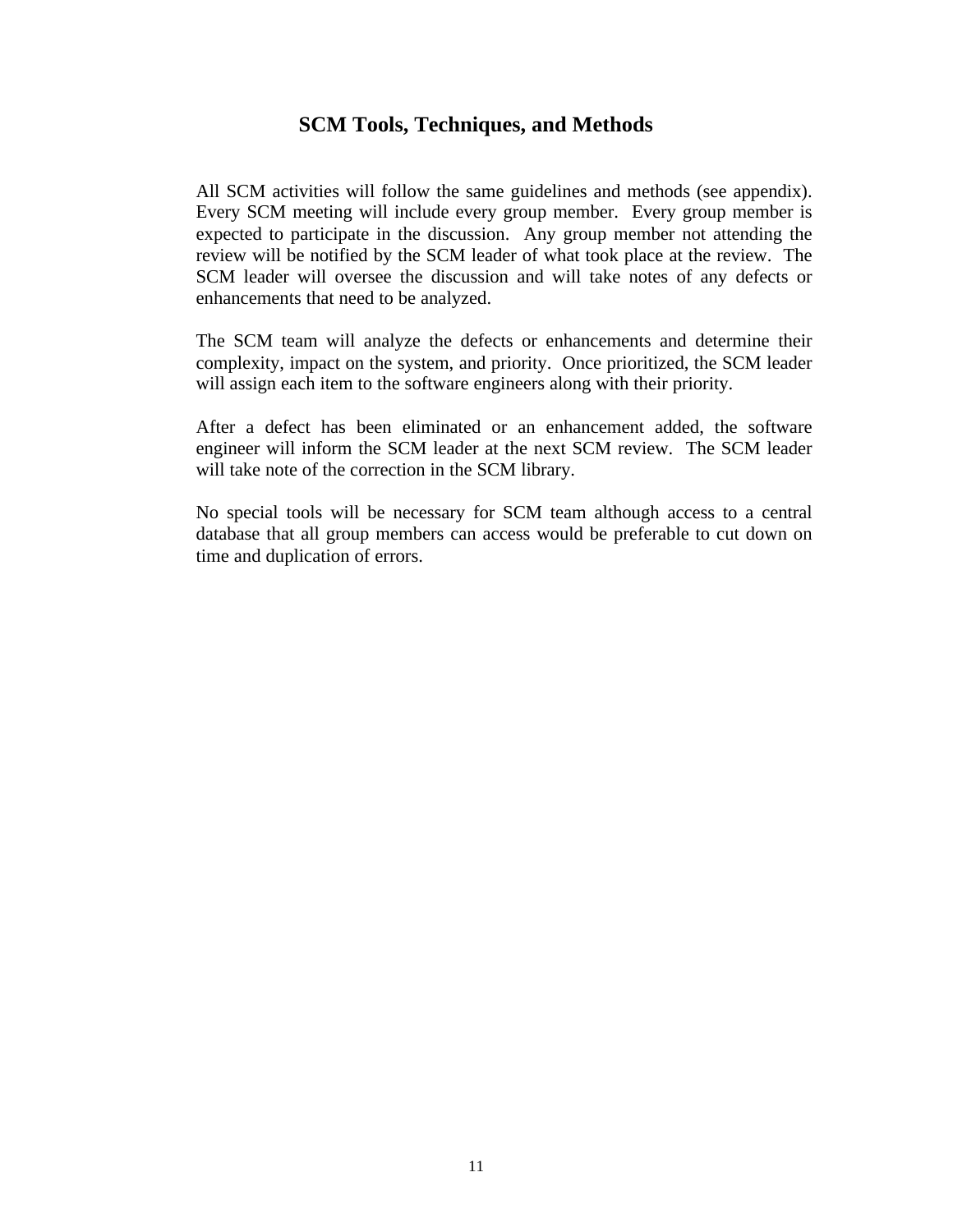## SCM Tools, Techniques, and Methods

All SCM activities will follow the same guidelines and methods (see appendix). Every SCM meeting will include every group member. Every group member is expected to participate in the discussion. Any group member not attending the review will be notified by the SCM leader of what took place at the review. The SCM leader will oversee the discussion and will take notes of any defects or enhancements that need to be analyzed.

The SCM team will analyze the defects or enhancements and determine their complexity, impact on the system, and priority. Once prioritized, the SCM leader will assign each item to the software engineers along with their priority.

After a defect has been eliminated or an enhancement added, the software engineer will inform the SCM leader at the next SCM review. The SCM leader will take note of the correction in the SCM library.

No special tools will be necessary for SCM team although access to a central database that all group members can access would be preferable to cut down on time and duplication of errors.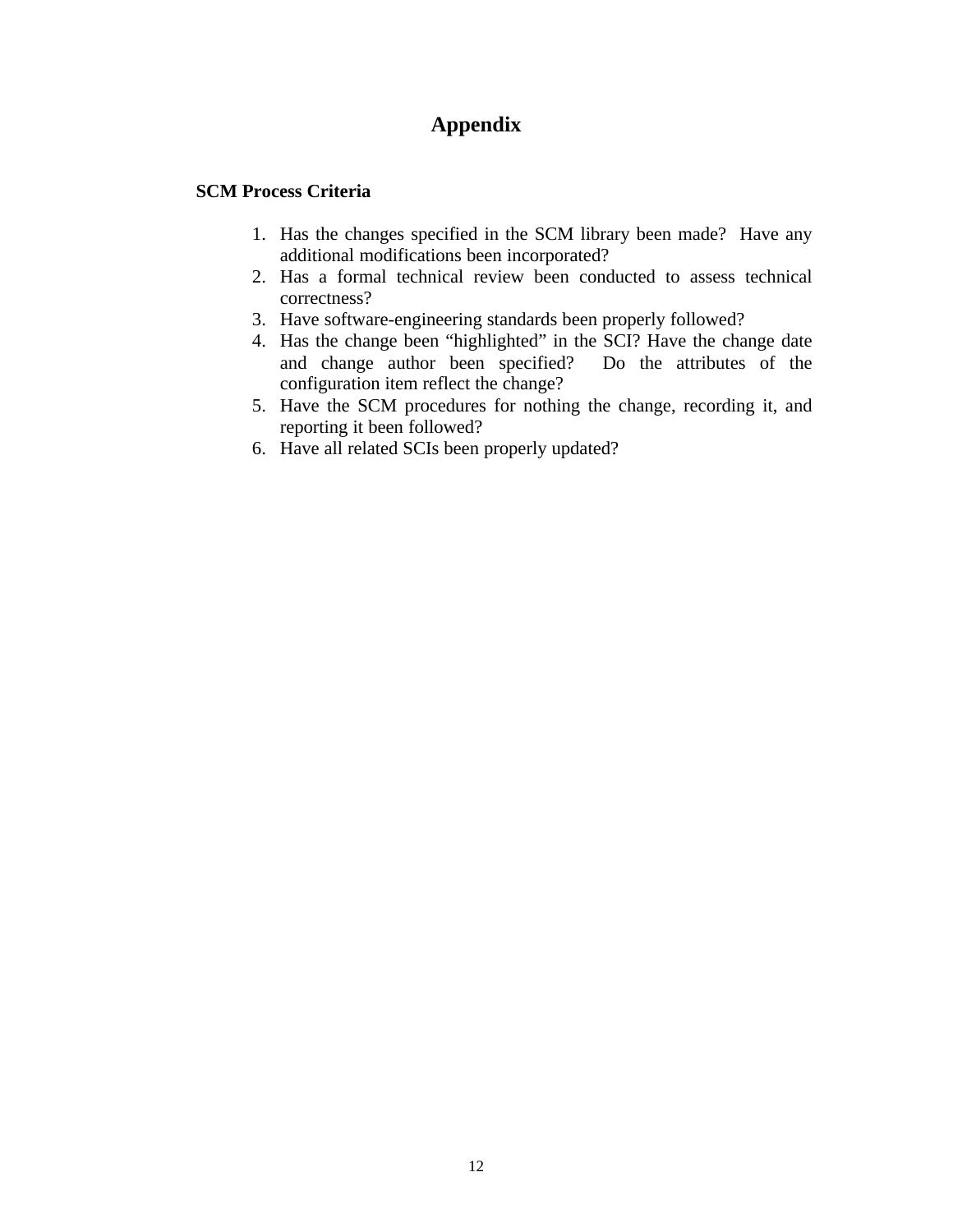# Appendix

## SCM Process Criteria

1. Has the changes specified in the SCM library been made? Have any additional modifications been incorporated?
2. Has a formal technical review been conducted to assess technical correctness?
3. Have software-engineering standards been properly followed?
4. Has the change been "highlighted" in the SCI? Have the change date and change author been specified? Do the attributes of the configuration item reflect the change?
5. Have the SCM procedures for nothing the change, recording it, and reporting it been followed?
6. Have all related SCIs been properly updated?